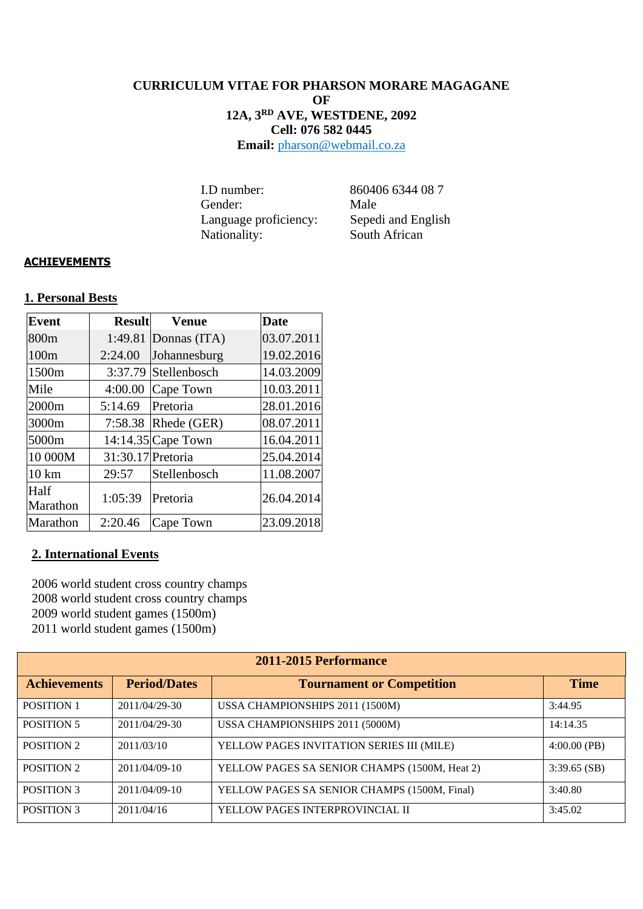**CURRICULUM VITAE FOR PHARSON MORARE MAGAGANE**
**OF**
**12A, 3[RD] AVE, WESTDENE, 2092**
**Cell: 076 582 0445**
**Email:** pharson@webmail.co.za

| | |
|---|---|
| I.D number: | 860406 6344 08 7 |
| Gender: | Male |
| Language proficiency: | Sepedi and English |
| Nationality: | South African |

## ACHIEVEMENTS

### 1. Personal Bests

| Event | Result | Venue | Date |
|---|---|---|---|
| 800m | 1:49.81 | Donnas (ITA) | 03.07.2011 |
| 100m | 2:24.00 | Johannesburg | 19.02.2016 |
| 1500m | 3:37.79 | Stellenbosch | 14.03.2009 |
| Mile | 4:00.00 | Cape Town | 10.03.2011 |
| 2000m | 5:14.69 | Pretoria | 28.01.2016 |
| 3000m | 7:58.38 | Rhede (GER) | 08.07.2011 |
| 5000m | 14:14.35 | Cape Town | 16.04.2011 |
| 10 000M | 31:30.17 | Pretoria | 25.04.2014 |
| 10 km | 29:57 | Stellenbosch | 11.08.2007 |
| Half Marathon | 1:05:39 | Pretoria | 26.04.2014 |
| Marathon | 2:20.46 | Cape Town | 23.09.2018 |

### 2. International Events

2006 world student cross country champs
2008 world student cross country champs
2009 world student games (1500m)
2011 world student games (1500m)

| 2011-2015 Performance | | | |
|---|---|---|---|
| **Achievements** | **Period/Dates** | **Tournament or Competition** | **Time** |
| POSITION 1 | 2011/04/29-30 | USSA CHAMPIONSHIPS 2011 (1500M) | 3:44.95 |
| POSITION 5 | 2011/04/29-30 | USSA CHAMPIONSHIPS 2011 (5000M) | 14:14.35 |
| POSITION 2 | 2011/03/10 | YELLOW PAGES INVITATION SERIES III (MILE) | 4:00.00 (PB) |
| POSITION 2 | 2011/04/09-10 | YELLOW PAGES SA SENIOR CHAMPS (1500M, Heat 2) | 3:39.65 (SB) |
| POSITION 3 | 2011/04/09-10 | YELLOW PAGES SA SENIOR CHAMPS (1500M, Final) | 3:40.80 |
| POSITION 3 | 2011/04/16 | YELLOW PAGES INTERPROVINCIAL II | 3:45.02 |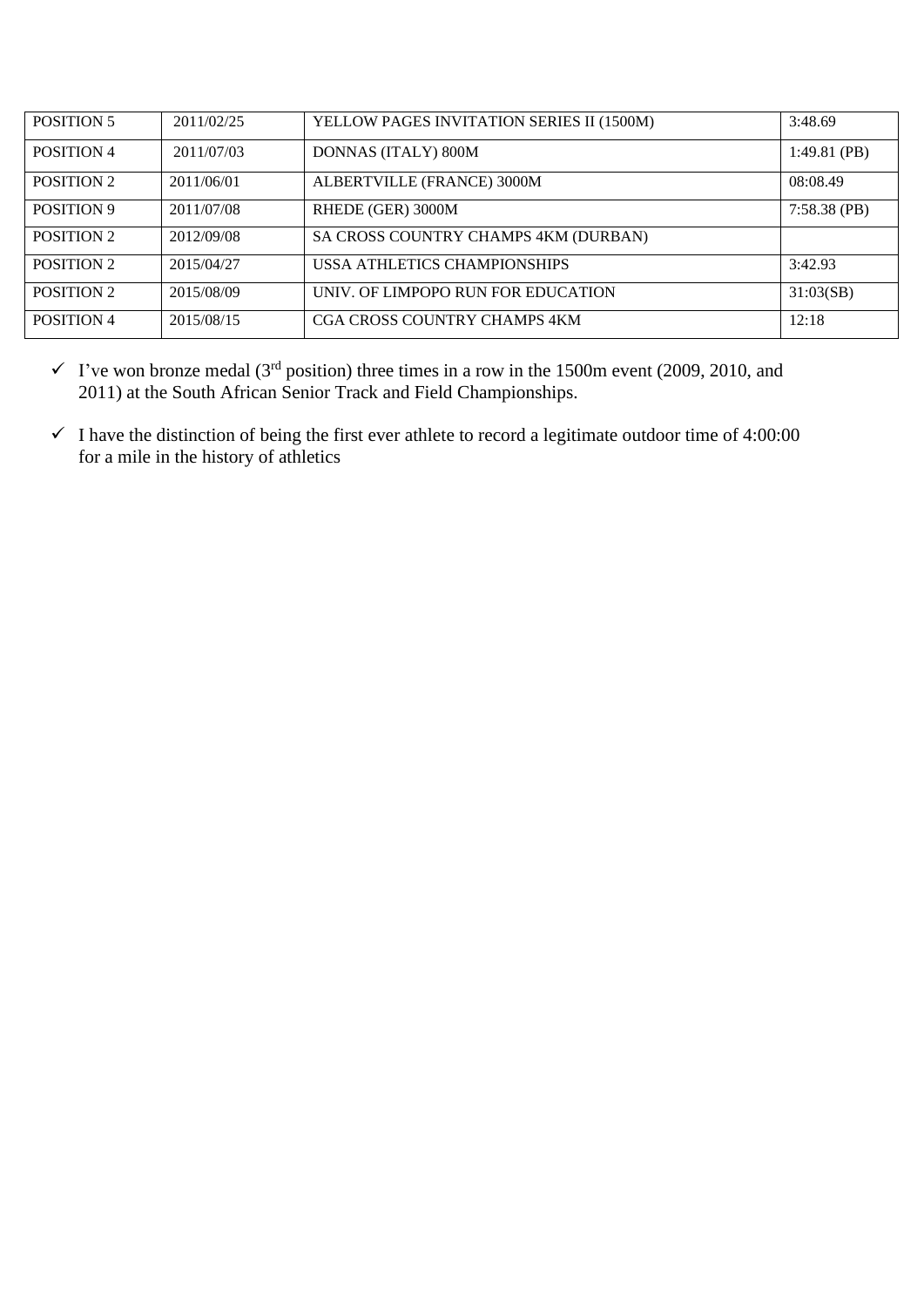| | | | |
|---|---|---|---|
| POSITION 5 | 2011/02/25 | YELLOW PAGES INVITATION SERIES II (1500M) | 3:48.69 |
| POSITION 4 | 2011/07/03 | DONNAS (ITALY) 800M | 1:49.81 (PB) |
| POSITION 2 | 2011/06/01 | ALBERTVILLE (FRANCE) 3000M | 08:08.49 |
| POSITION 9 | 2011/07/08 | RHEDE (GER) 3000M | 7:58.38 (PB) |
| POSITION 2 | 2012/09/08 | SA CROSS COUNTRY CHAMPS 4KM (DURBAN) | |
| POSITION 2 | 2015/04/27 | USSA ATHLETICS CHAMPIONSHIPS | 3:42.93 |
| POSITION 2 | 2015/08/09 | UNIV. OF LIMPOPO RUN FOR EDUCATION | 31:03(SB) |
| POSITION 4 | 2015/08/15 | CGA CROSS COUNTRY CHAMPS 4KM | 12:18 |

- ✓ I've won bronze medal (3rd position) three times in a row in the 1500m event (2009, 2010, and 2011) at the South African Senior Track and Field Championships.
- ✓ I have the distinction of being the first ever athlete to record a legitimate outdoor time of 4:00:00 for a mile in the history of athletics